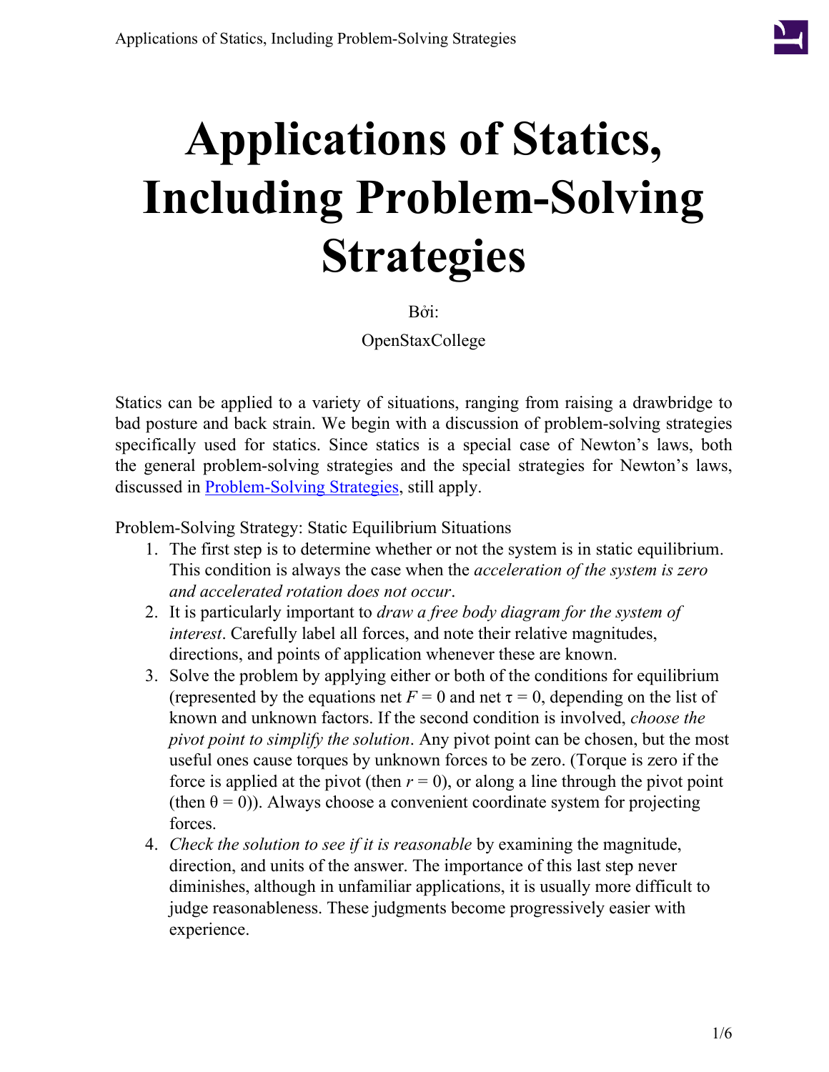# Applications of Statics, Including Problem-Solving Strategies

Bởi:

OpenStaxCollege

Statics can be applied to a variety of situations, ranging from raising a drawbridge to bad posture and back strain. We begin with a discussion of problem-solving strategies specifically used for statics. Since statics is a special case of Newton's laws, both the general problem-solving strategies and the special strategies for Newton's laws, discussed in Problem-Solving Strategies, still apply.

Problem-Solving Strategy: Static Equilibrium Situations

1. The first step is to determine whether or not the system is in static equilibrium. This condition is always the case when the *acceleration of the system is zero and accelerated rotation does not occur*.
2. It is particularly important to *draw a free body diagram for the system of interest*. Carefully label all forces, and note their relative magnitudes, directions, and points of application whenever these are known.
3. Solve the problem by applying either or both of the conditions for equilibrium (represented by the equations net $F = 0$ and net $\tau = 0$, depending on the list of known and unknown factors. If the second condition is involved, *choose the pivot point to simplify the solution*. Any pivot point can be chosen, but the most useful ones cause torques by unknown forces to be zero. (Torque is zero if the force is applied at the pivot (then $r = 0$), or along a line through the pivot point (then $\theta = 0$)). Always choose a convenient coordinate system for projecting forces.
4. *Check the solution to see if it is reasonable* by examining the magnitude, direction, and units of the answer. The importance of this last step never diminishes, although in unfamiliar applications, it is usually more difficult to judge reasonableness. These judgments become progressively easier with experience.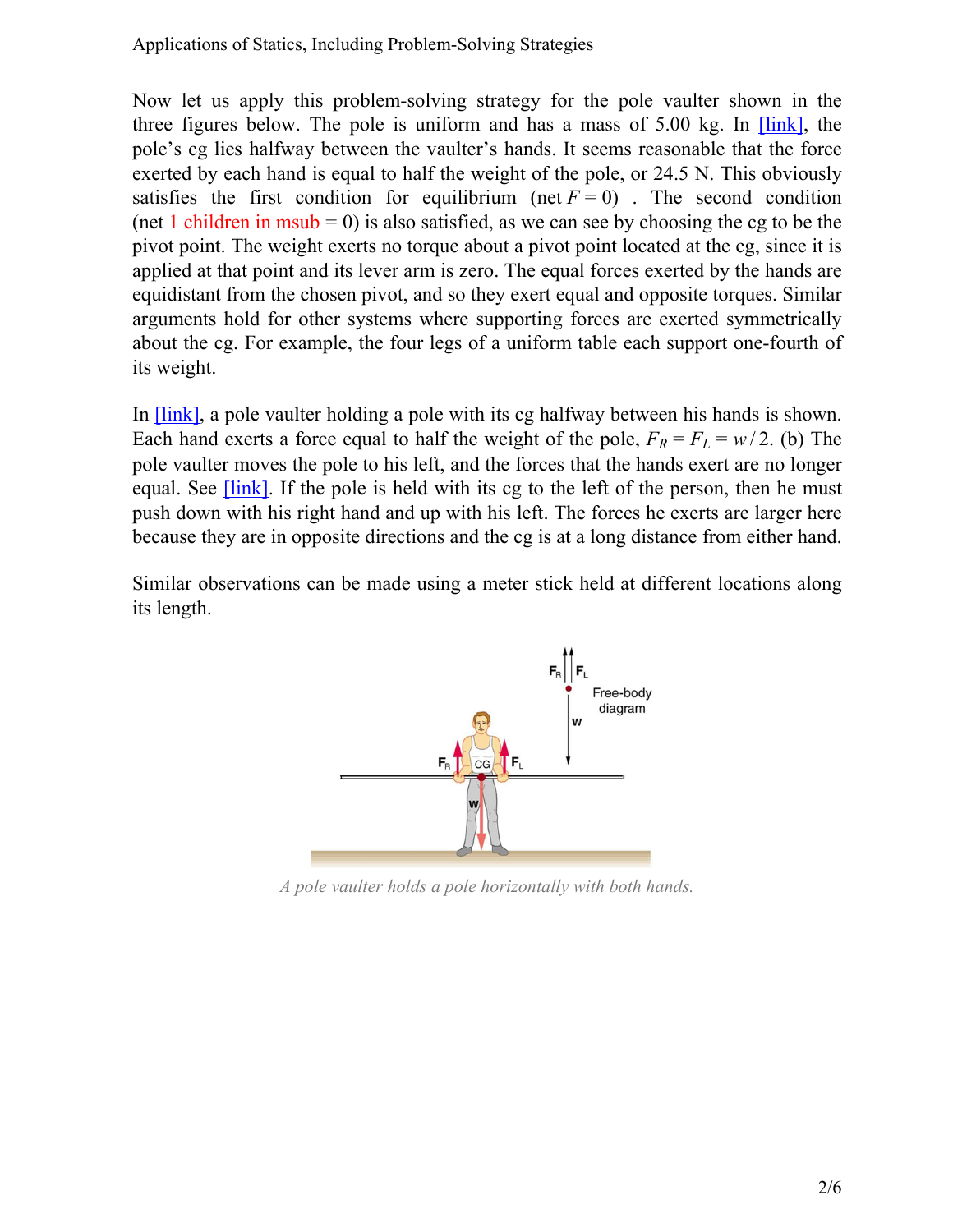Now let us apply this problem-solving strategy for the pole vaulter shown in the three figures below. The pole is uniform and has a mass of 5.00 kg. In [link], the pole's cg lies halfway between the vaulter's hands. It seems reasonable that the force exerted by each hand is equal to half the weight of the pole, or 24.5 N. This obviously satisfies the first condition for equilibrium (net $F = 0$) . The second condition (net 1 children in msub = 0) is also satisfied, as we can see by choosing the cg to be the pivot point. The weight exerts no torque about a pivot point located at the cg, since it is applied at that point and its lever arm is zero. The equal forces exerted by the hands are equidistant from the chosen pivot, and so they exert equal and opposite torques. Similar arguments hold for other systems where supporting forces are exerted symmetrically about the cg. For example, the four legs of a uniform table each support one-fourth of its weight.

In [link], a pole vaulter holding a pole with its cg halfway between his hands is shown. Each hand exerts a force equal to half the weight of the pole, $F_R = F_L = w/2$. (b) The pole vaulter moves the pole to his left, and the forces that the hands exert are no longer equal. See [link]. If the pole is held with its cg to the left of the person, then he must push down with his right hand and up with his left. The forces he exerts are larger here because they are in opposite directions and the cg is at a long distance from either hand.

Similar observations can be made using a meter stick held at different locations along its length.

*A pole vaulter holds a pole horizontally with both hands.*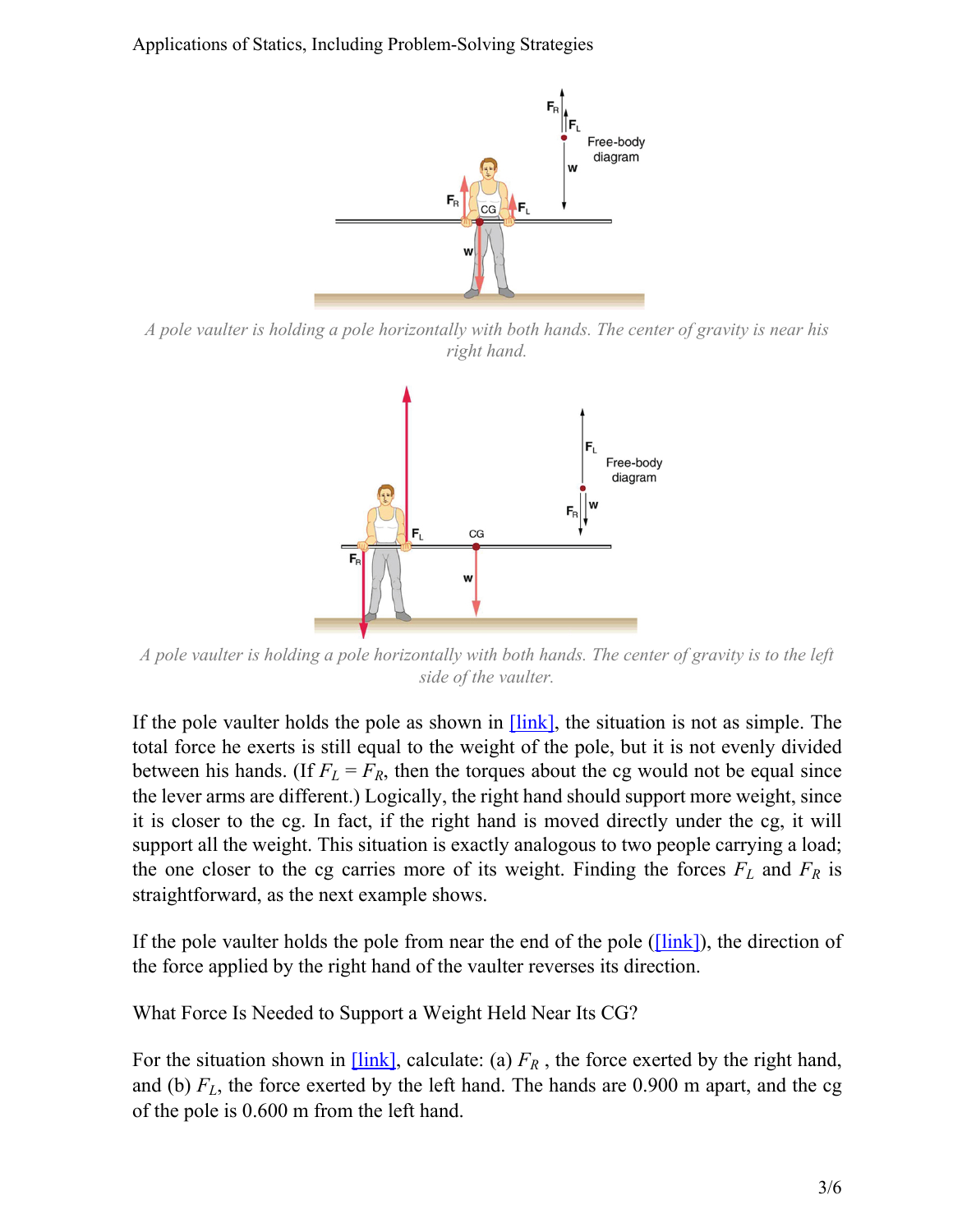A pole vaulter is holding a pole horizontally with both hands. The center of gravity is near his right hand.

A pole vaulter is holding a pole horizontally with both hands. The center of gravity is to the left side of the vaulter.

If the pole vaulter holds the pole as shown in [link], the situation is not as simple. The total force he exerts is still equal to the weight of the pole, but it is not evenly divided between his hands. (If $F_L = F_R$, then the torques about the cg would not be equal since the lever arms are different.) Logically, the right hand should support more weight, since it is closer to the cg. In fact, if the right hand is moved directly under the cg, it will support all the weight. This situation is exactly analogous to two people carrying a load; the one closer to the cg carries more of its weight. Finding the forces $F_L$ and $F_R$ is straightforward, as the next example shows.

If the pole vaulter holds the pole from near the end of the pole ([link]), the direction of the force applied by the right hand of the vaulter reverses its direction.

What Force Is Needed to Support a Weight Held Near Its CG?

For the situation shown in [link], calculate: (a) $F_R$ , the force exerted by the right hand, and (b) $F_L$, the force exerted by the left hand. The hands are 0.900 m apart, and the cg of the pole is 0.600 m from the left hand.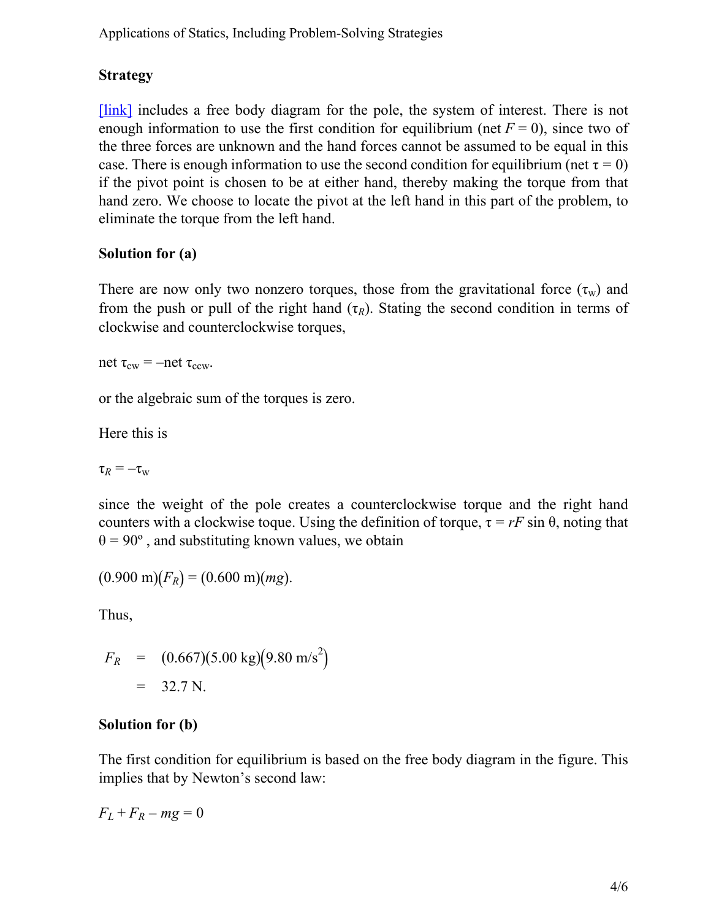### Strategy

[link] includes a free body diagram for the pole, the system of interest. There is not enough information to use the first condition for equilibrium (net $F = 0$), since two of the three forces are unknown and the hand forces cannot be assumed to be equal in this case. There is enough information to use the second condition for equilibrium (net $\tau = 0$) if the pivot point is chosen to be at either hand, thereby making the torque from that hand zero. We choose to locate the pivot at the left hand in this part of the problem, to eliminate the torque from the left hand.

### Solution for (a)

There are now only two nonzero torques, those from the gravitational force ($\tau_w$) and from the push or pull of the right hand ($\tau_R$). Stating the second condition in terms of clockwise and counterclockwise torques,

$$\text{net } \tau_{cw} = -\text{net } \tau_{ccw}.$$

or the algebraic sum of the torques is zero.

Here this is

$$\tau_R = -\tau_w$$

since the weight of the pole creates a counterclockwise torque and the right hand counters with a clockwise toque. Using the definition of torque, $\tau = rF \sin \theta$, noting that $\theta = 90^\circ$ , and substituting known values, we obtain

$$(0.900 \text{ m})(F_R) = (0.600 \text{ m})(mg).$$

Thus,

$$\begin{aligned} F_R &= (0.667)(5.00 \text{ kg})(9.80 \text{ m/s}^2) \\ &= 32.7 \text{ N}. \end{aligned}$$

### Solution for (b)

The first condition for equilibrium is based on the free body diagram in the figure. This implies that by Newton's second law:

$$F_L + F_R - mg = 0$$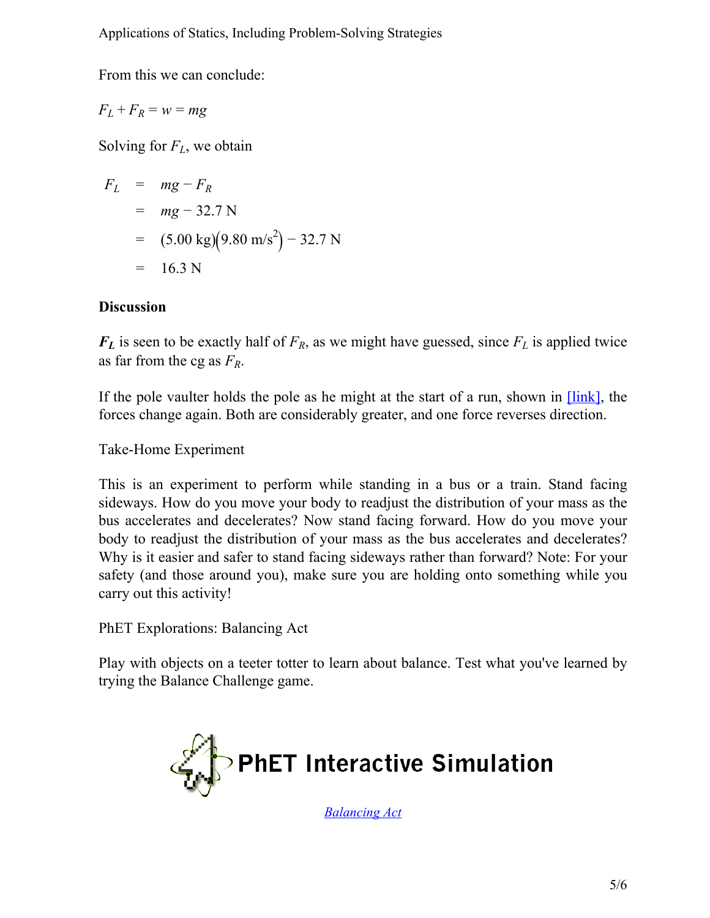From this we can conclude:

$$F_L + F_R = w = mg$$

Solving for $F_L$, we obtain

$$\begin{aligned} F_L &= mg - F_R \\ &= mg - 32.7\text{ N} \\ &= (5.00\text{ kg})\left(9.80\text{ m/s}^2\right) - 32.7\text{ N} \\ &= 16.3\text{ N} \end{aligned}$$

**Discussion**

$\boldsymbol{F_L}$ is seen to be exactly half of $F_R$, as we might have guessed, since $F_L$ is applied twice as far from the cg as $F_R$.

If the pole vaulter holds the pole as he might at the start of a run, shown in [link], the forces change again. Both are considerably greater, and one force reverses direction.

Take-Home Experiment

This is an experiment to perform while standing in a bus or a train. Stand facing sideways. How do you move your body to readjust the distribution of your mass as the bus accelerates and decelerates? Now stand facing forward. How do you move your body to readjust the distribution of your mass as the bus accelerates and decelerates? Why is it easier and safer to stand facing sideways rather than forward? Note: For your safety (and those around you), make sure you are holding onto something while you carry out this activity!

PhET Explorations: Balancing Act

Play with objects on a teeter totter to learn about balance. Test what you've learned by trying the Balance Challenge game.

PhET Interactive Simulation

*Balancing Act*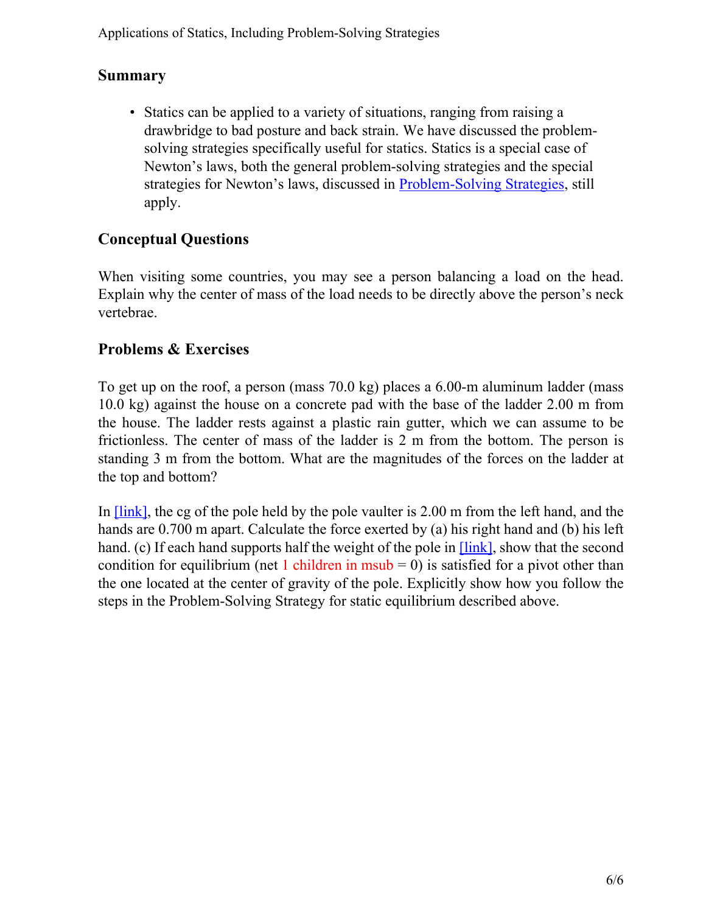## Summary

- Statics can be applied to a variety of situations, ranging from raising a drawbridge to bad posture and back strain. We have discussed the problem-solving strategies specifically useful for statics. Statics is a special case of Newton's laws, both the general problem-solving strategies and the special strategies for Newton's laws, discussed in Problem-Solving Strategies, still apply.

## Conceptual Questions

When visiting some countries, you may see a person balancing a load on the head. Explain why the center of mass of the load needs to be directly above the person's neck vertebrae.

## Problems & Exercises

To get up on the roof, a person (mass 70.0 kg) places a 6.00-m aluminum ladder (mass 10.0 kg) against the house on a concrete pad with the base of the ladder 2.00 m from the house. The ladder rests against a plastic rain gutter, which we can assume to be frictionless. The center of mass of the ladder is 2 m from the bottom. The person is standing 3 m from the bottom. What are the magnitudes of the forces on the ladder at the top and bottom?

In [link], the cg of the pole held by the pole vaulter is 2.00 m from the left hand, and the hands are 0.700 m apart. Calculate the force exerted by (a) his right hand and (b) his left hand. (c) If each hand supports half the weight of the pole in [link], show that the second condition for equilibrium (net 1 children in msub = 0) is satisfied for a pivot other than the one located at the center of gravity of the pole. Explicitly show how you follow the steps in the Problem-Solving Strategy for static equilibrium described above.